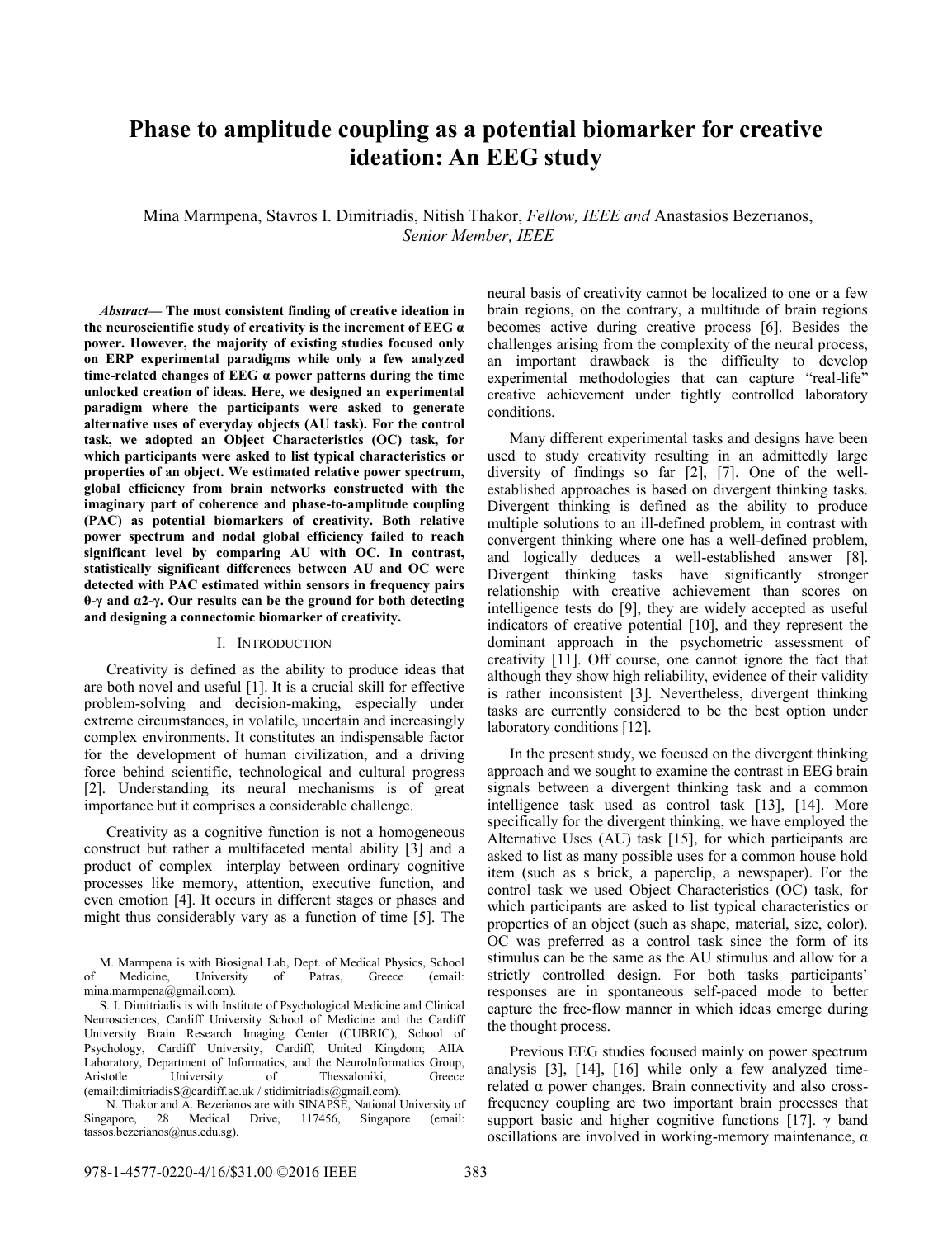# Phase to amplitude coupling as a potential biomarker for creative ideation: An EEG study

Mina Marmpena, Stavros I. Dimitriadis, Nitish Thakor, *Fellow, IEEE and* Anastasios Bezerianos, *Senior Member, IEEE*

***Abstract*— The most consistent finding of creative ideation in the neuroscientific study of creativity is the increment of EEG α power. However, the majority of existing studies focused only on ERP experimental paradigms while only a few analyzed time-related changes of EEG α power patterns during the time unlocked creation of ideas. Here, we designed an experimental paradigm where the participants were asked to generate alternative uses of everyday objects (AU task). For the control task, we adopted an Object Characteristics (OC) task, for which participants were asked to list typical characteristics or properties of an object. We estimated relative power spectrum, global efficiency from brain networks constructed with the imaginary part of coherence and phase-to-amplitude coupling (PAC) as potential biomarkers of creativity. Both relative power spectrum and nodal global efficiency failed to reach significant level by comparing AU with OC. In contrast, statistically significant differences between AU and OC were detected with PAC estimated within sensors in frequency pairs θ-γ and α2-γ. Our results can be the ground for both detecting and designing a connectomic biomarker of creativity.**

## I. Introduction

Creativity is defined as the ability to produce ideas that are both novel and useful [1]. It is a crucial skill for effective problem-solving and decision-making, especially under extreme circumstances, in volatile, uncertain and increasingly complex environments. It constitutes an indispensable factor for the development of human civilization, and a driving force behind scientific, technological and cultural progress [2]. Understanding its neural mechanisms is of great importance but it comprises a considerable challenge.

Creativity as a cognitive function is not a homogeneous construct but rather a multifaceted mental ability [3] and a product of complex interplay between ordinary cognitive processes like memory, attention, executive function, and even emotion [4]. It occurs in different stages or phases and might thus considerably vary as a function of time [5]. The neural basis of creativity cannot be localized to one or a few brain regions, on the contrary, a multitude of brain regions becomes active during creative process [6]. Besides the challenges arising from the complexity of the neural process, an important drawback is the difficulty to develop experimental methodologies that can capture "real-life" creative achievement under tightly controlled laboratory conditions.

Many different experimental tasks and designs have been used to study creativity resulting in an admittedly large diversity of findings so far [2], [7]. One of the well-established approaches is based on divergent thinking tasks. Divergent thinking is defined as the ability to produce multiple solutions to an ill-defined problem, in contrast with convergent thinking where one has a well-defined problem, and logically deduces a well-established answer [8]. Divergent thinking tasks have significantly stronger relationship with creative achievement than scores on intelligence tests do [9], they are widely accepted as useful indicators of creative potential [10], and they represent the dominant approach in the psychometric assessment of creativity [11]. Off course, one cannot ignore the fact that although they show high reliability, evidence of their validity is rather inconsistent [3]. Nevertheless, divergent thinking tasks are currently considered to be the best option under laboratory conditions [12].

In the present study, we focused on the divergent thinking approach and we sought to examine the contrast in EEG brain signals between a divergent thinking task and a common intelligence task used as control task [13], [14]. More specifically for the divergent thinking, we have employed the Alternative Uses (AU) task [15], for which participants are asked to list as many possible uses for a common house hold item (such as s brick, a paperclip, a newspaper). For the control task we used Object Characteristics (OC) task, for which participants are asked to list typical characteristics or properties of an object (such as shape, material, size, color). OC was preferred as a control task since the form of its stimulus can be the same as the AU stimulus and allow for a strictly controlled design. For both tasks participants' responses are in spontaneous self-paced mode to better capture the free-flow manner in which ideas emerge during the thought process.

Previous EEG studies focused mainly on power spectrum analysis [3], [14], [16] while only a few analyzed time-related α power changes. Brain connectivity and also cross-frequency coupling are two important brain processes that support basic and higher cognitive functions [17]. γ band oscillations are involved in working-memory maintenance, α

M. Marmpena is with Biosignal Lab, Dept. of Medical Physics, School of Medicine, University of Patras, Greece (email: mina.marmpena@gmail.com).

S. I. Dimitriadis is with Institute of Psychological Medicine and Clinical Neurosciences, Cardiff University School of Medicine and the Cardiff University Brain Research Imaging Center (CUBRIC), School of Psychology, Cardiff University, Cardiff, United Kingdom; AIIA Laboratory, Department of Informatics, and the NeuroInformatics Group, Aristotle University of Thessaloniki, Greece (email:dimitriadisS@cardiff.ac.uk / stidimitriadis@gmail.com).

N. Thakor and A. Bezerianos are with SINAPSE, National University of Singapore, 28 Medical Drive, 117456, Singapore (email: tassos.bezerianos@nus.edu.sg).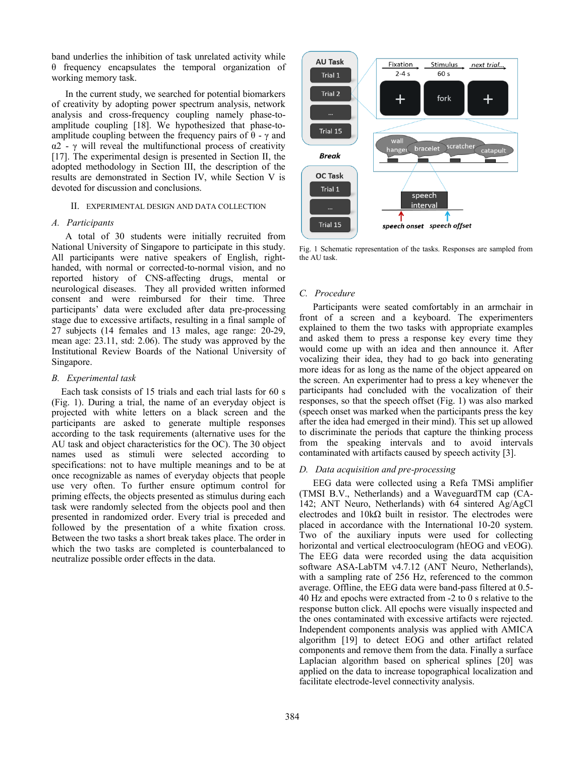band underlies the inhibition of task unrelated activity while θ frequency encapsulates the temporal organization of working memory task.

In the current study, we searched for potential biomarkers of creativity by adopting power spectrum analysis, network analysis and cross-frequency coupling namely phase-to-amplitude coupling [18]. We hypothesized that phase-to-amplitude coupling between the frequency pairs of $\theta$ - $\gamma$ and $\alpha 2$ - $\gamma$ will reveal the multifunctional process of creativity [17]. The experimental design is presented in Section II, the adopted methodology in Section III, the description of the results are demonstrated in Section IV, while Section V is devoted for discussion and conclusions.

## II. Experimental Design and Data Collection

### A. Participants

A total of 30 students were initially recruited from National University of Singapore to participate in this study. All participants were native speakers of English, right-handed, with normal or corrected-to-normal vision, and no reported history of CNS-affecting drugs, mental or neurological diseases. They all provided written informed consent and were reimbursed for their time. Three participants' data were excluded after data pre-processing stage due to excessive artifacts, resulting in a final sample of 27 subjects (14 females and 13 males, age range: 20-29, mean age: 23.11, std: 2.06). The study was approved by the Institutional Review Boards of the National University of Singapore.

### B. Experimental task

Each task consists of 15 trials and each trial lasts for 60 s (Fig. 1). During a trial, the name of an everyday object is projected with white letters on a black screen and the participants are asked to generate multiple responses according to the task requirements (alternative uses for the AU task and object characteristics for the OC). The 30 object names used as stimuli were selected according to specifications: not to have multiple meanings and to be at once recognizable as names of everyday objects that people use very often. To further ensure optimum control for priming effects, the objects presented as stimulus during each task were randomly selected from the objects pool and then presented in randomized order. Every trial is preceded and followed by the presentation of a white fixation cross. Between the two tasks a short break takes place. The order in which the two tasks are completed is counterbalanced to neutralize possible order effects in the data.

Fig. 1 Schematic representation of the tasks. Responses are sampled from the AU task.

### C. Procedure

Participants were seated comfortably in an armchair in front of a screen and a keyboard. The experimenters explained to them the two tasks with appropriate examples and asked them to press a response key every time they would come up with an idea and then announce it. After vocalizing their idea, they had to go back into generating more ideas for as long as the name of the object appeared on the screen. An experimenter had to press a key whenever the participants had concluded with the vocalization of their responses, so that the speech offset (Fig. 1) was also marked (speech onset was marked when the participants press the key after the idea had emerged in their mind). This set up allowed to discriminate the periods that capture the thinking process from the speaking intervals and to avoid intervals contaminated with artifacts caused by speech activity [3].

### D. Data acquisition and pre-processing

EEG data were collected using a Refa TMSi amplifier (TMSI B.V., Netherlands) and a WaveguardTM cap (CA-142; ANT Neuro, Netherlands) with 64 sintered Ag/AgCl electrodes and 10kΩ built in resistor. The electrodes were placed in accordance with the International 10-20 system. Two of the auxiliary inputs were used for collecting horizontal and vertical electrooculogram (hEOG and vEOG). The EEG data were recorded using the data acquisition software ASA-LabTM v4.7.12 (ANT Neuro, Netherlands), with a sampling rate of 256 Hz, referenced to the common average. Offline, the EEG data were band-pass filtered at 0.5-40 Hz and epochs were extracted from -2 to 0 s relative to the response button click. All epochs were visually inspected and the ones contaminated with excessive artifacts were rejected. Independent components analysis was applied with AMICA algorithm [19] to detect EOG and other artifact related components and remove them from the data. Finally a surface Laplacian algorithm based on spherical splines [20] was applied on the data to increase topographical localization and facilitate electrode-level connectivity analysis.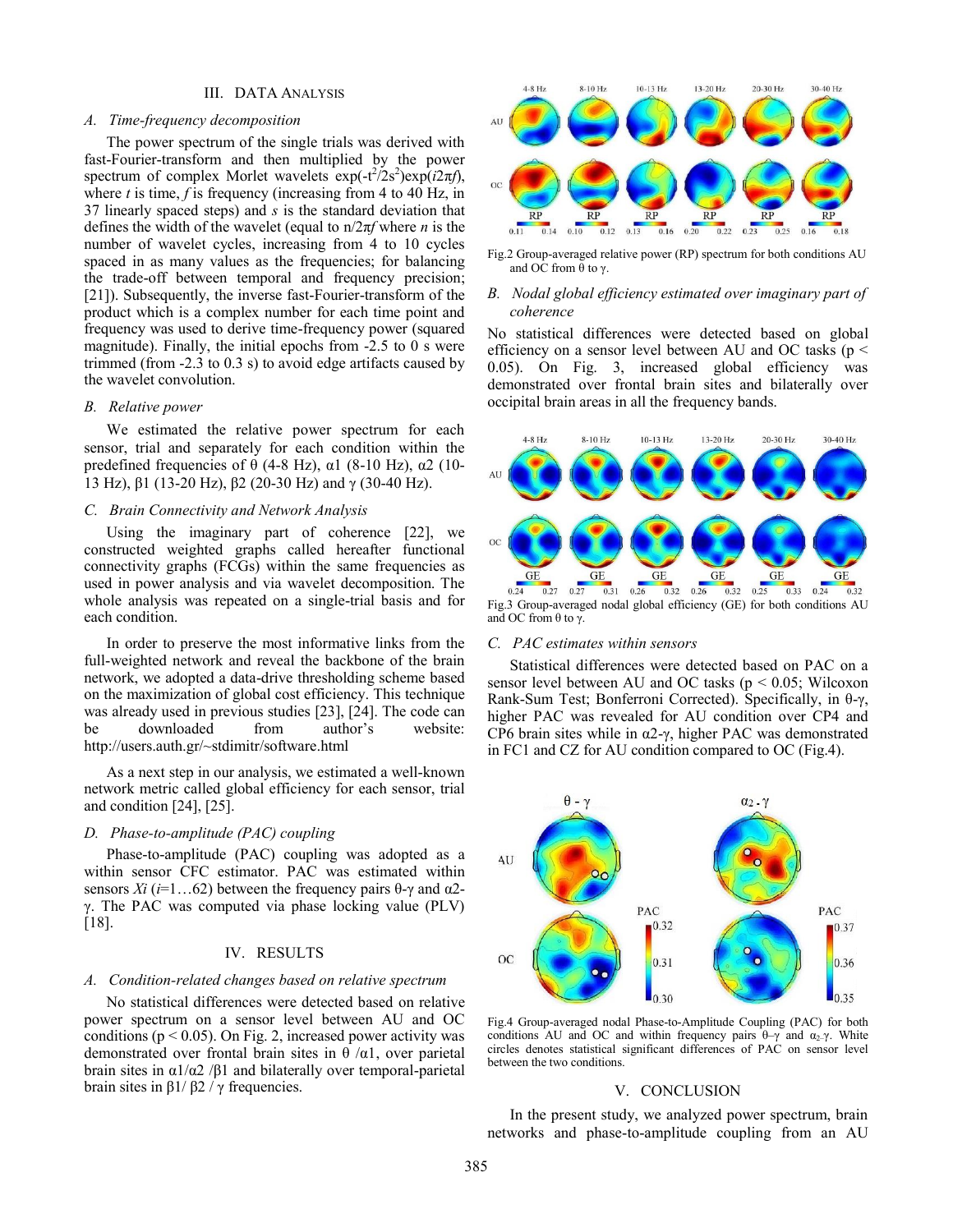## III. Data Analysis

### A. Time-frequency decomposition

The power spectrum of the single trials was derived with fast-Fourier-transform and then multiplied by the power spectrum of complex Morlet wavelets $\exp(-t^2/2s^2)\exp(i2\pi f)$, where $t$ is time, $f$ is frequency (increasing from 4 to 40 Hz, in 37 linearly spaced steps) and $s$ is the standard deviation that defines the width of the wavelet (equal to $n/2\pi f$ where $n$ is the number of wavelet cycles, increasing from 4 to 10 cycles spaced in as many values as the frequencies; for balancing the trade-off between temporal and frequency precision; [21]). Subsequently, the inverse fast-Fourier-transform of the product which is a complex number for each time point and frequency was used to derive time-frequency power (squared magnitude). Finally, the initial epochs from -2.5 to 0 s were trimmed (from -2.3 to 0.3 s) to avoid edge artifacts caused by the wavelet convolution.

### B. Relative power

We estimated the relative power spectrum for each sensor, trial and separately for each condition within the predefined frequencies of θ (4-8 Hz), α1 (8-10 Hz), α2 (10-13 Hz), β1 (13-20 Hz), β2 (20-30 Hz) and γ (30-40 Hz).

### C. Brain Connectivity and Network Analysis

Using the imaginary part of coherence [22], we constructed weighted graphs called hereafter functional connectivity graphs (FCGs) within the same frequencies as used in power analysis and via wavelet decomposition. The whole analysis was repeated on a single-trial basis and for each condition.

In order to preserve the most informative links from the full-weighted network and reveal the backbone of the brain network, we adopted a data-drive thresholding scheme based on the maximization of global cost efficiency. This technique was already used in previous studies [23], [24]. The code can be downloaded from author's website: http://users.auth.gr/~stdimitr/software.html

As a next step in our analysis, we estimated a well-known network metric called global efficiency for each sensor, trial and condition [24], [25].

### D. Phase-to-amplitude (PAC) coupling

Phase-to-amplitude (PAC) coupling was adopted as a within sensor CFC estimator. PAC was estimated within sensors $Xi$ ($i$=1…62) between the frequency pairs θ-γ and α2-γ. The PAC was computed via phase locking value (PLV) [18].

## IV. Results

### A. Condition-related changes based on relative spectrum

No statistical differences were detected based on relative power spectrum on a sensor level between AU and OC conditions ($p < 0.05$). On Fig. 2, increased power activity was demonstrated over frontal brain sites in θ /α1, over parietal brain sites in α1/α2 /β1 and bilaterally over temporal-parietal brain sites in β1/ β2 / γ frequencies.

Fig.2 Group-averaged relative power (RP) spectrum for both conditions AU and OC from θ to γ.

### B. Nodal global efficiency estimated over imaginary part of coherence

No statistical differences were detected based on global efficiency on a sensor level between AU and OC tasks ($p < 0.05$). On Fig. 3, increased global efficiency was demonstrated over frontal brain sites and bilaterally over occipital brain areas in all the frequency bands.

Fig.3 Group-averaged nodal global efficiency (GE) for both conditions AU and OC from θ to γ.

### C. PAC estimates within sensors

Statistical differences were detected based on PAC on a sensor level between AU and OC tasks ($p < 0.05$; Wilcoxon Rank-Sum Test; Bonferroni Corrected). Specifically, in θ-γ, higher PAC was revealed for AU condition over CP4 and CP6 brain sites while in α2-γ, higher PAC was demonstrated in FC1 and CZ for AU condition compared to OC (Fig.4).

Fig.4 Group-averaged nodal Phase-to-Amplitude Coupling (PAC) for both conditions AU and OC and within frequency pairs θ–γ and $\alpha_2$-γ. White circles denotes statistical significant differences of PAC on sensor level between the two conditions.

## V. Conclusion

In the present study, we analyzed power spectrum, brain networks and phase-to-amplitude coupling from an AU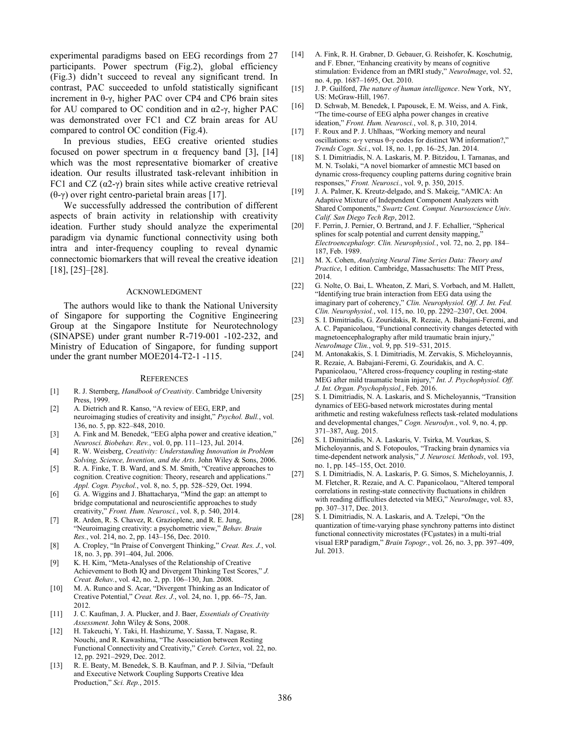experimental paradigms based on EEG recordings from 27 participants. Power spectrum (Fig.2), global efficiency (Fig.3) didn't succeed to reveal any significant trend. In contrast, PAC succeeded to unfold statistically significant increment in θ-γ, higher PAC over CP4 and CP6 brain sites for AU compared to OC condition and in α2-γ, higher PAC was demonstrated over FC1 and CZ brain areas for AU compared to control OC condition (Fig.4).

In previous studies, EEG creative oriented studies focused on power spectrum in α frequency band [3], [14] which was the most representative biomarker of creative ideation. Our results illustrated task-relevant inhibition in FC1 and CZ (α2-γ) brain sites while active creative retrieval (θ-γ) over right centro-parietal brain areas [17].

We successfully addressed the contribution of different aspects of brain activity in relationship with creativity ideation. Further study should analyze the experimental paradigm via dynamic functional connectivity using both intra and inter-frequency coupling to reveal dynamic connectomic biomarkers that will reveal the creative ideation [18], [25]–[28].

## Acknowledgment

The authors would like to thank the National University of Singapore for supporting the Cognitive Engineering Group at the Singapore Institute for Neurotechnology (SINAPSE) under grant number R-719-001 -102-232, and Ministry of Education of Singapore, for funding support under the grant number MOE2014-T2-1 -115.

## References

[1] R. J. Sternberg, *Handbook of Creativity*. Cambridge University Press, 1999.

[2] A. Dietrich and R. Kanso, "A review of EEG, ERP, and neuroimaging studies of creativity and insight," *Psychol. Bull.*, vol. 136, no. 5, pp. 822–848, 2010.

[3] A. Fink and M. Benedek, "EEG alpha power and creative ideation," *Neurosci. Biobehav. Rev.*, vol. 0, pp. 111–123, Jul. 2014.

[4] R. W. Weisberg, *Creativity: Understanding Innovation in Problem Solving, Science, Invention, and the Arts*. John Wiley & Sons, 2006.

[5] R. A. Finke, T. B. Ward, and S. M. Smith, "Creative approaches to cognition. Creative cognition: Theory, research and applications." *Appl. Cogn. Psychol.*, vol. 8, no. 5, pp. 528–529, Oct. 1994.

[6] G. A. Wiggins and J. Bhattacharya, "Mind the gap: an attempt to bridge computational and neuroscientific approaches to study creativity," *Front. Hum. Neurosci.*, vol. 8, p. 540, 2014.

[7] R. Arden, R. S. Chavez, R. Grazioplene, and R. E. Jung, "Neuroimaging creativity: a psychometric view," *Behav. Brain Res.*, vol. 214, no. 2, pp. 143–156, Dec. 2010.

[8] A. Cropley, "In Praise of Convergent Thinking," *Creat. Res. J.*, vol. 18, no. 3, pp. 391–404, Jul. 2006.

[9] K. H. Kim, "Meta-Analyses of the Relationship of Creative Achievement to Both IQ and Divergent Thinking Test Scores," *J. Creat. Behav.*, vol. 42, no. 2, pp. 106–130, Jun. 2008.

[10] M. A. Runco and S. Acar, "Divergent Thinking as an Indicator of Creative Potential," *Creat. Res. J.*, vol. 24, no. 1, pp. 66–75, Jan. 2012.

[11] J. C. Kaufman, J. A. Plucker, and J. Baer, *Essentials of Creativity Assessment*. John Wiley & Sons, 2008.

[12] H. Takeuchi, Y. Taki, H. Hashizume, Y. Sassa, T. Nagase, R. Nouchi, and R. Kawashima, "The Association between Resting Functional Connectivity and Creativity," *Cereb. Cortex*, vol. 22, no. 12, pp. 2921–2929, Dec. 2012.

[13] R. E. Beaty, M. Benedek, S. B. Kaufman, and P. J. Silvia, "Default and Executive Network Coupling Supports Creative Idea Production," *Sci. Rep.*, 2015.

[14] A. Fink, R. H. Grabner, D. Gebauer, G. Reishofer, K. Koschutnig, and F. Ebner, "Enhancing creativity by means of cognitive stimulation: Evidence from an fMRI study," *NeuroImage*, vol. 52, no. 4, pp. 1687–1695, Oct. 2010.

[15] J. P. Guilford, *The nature of human intelligence*. New York, NY, US: McGraw-Hill, 1967.

[16] D. Schwab, M. Benedek, I. Papousek, E. M. Weiss, and A. Fink, "The time-course of EEG alpha power changes in creative ideation," *Front. Hum. Neurosci.*, vol. 8, p. 310, 2014.

[17] F. Roux and P. J. Uhlhaas, "Working memory and neural oscillations: α-γ versus θ-γ codes for distinct WM information?," *Trends Cogn. Sci.*, vol. 18, no. 1, pp. 16–25, Jan. 2014.

[18] S. I. Dimitriadis, N. A. Laskaris, M. P. Bitzidou, I. Tarnanas, and M. N. Tsolaki, "A novel biomarker of amnestic MCI based on dynamic cross-frequency coupling patterns during cognitive brain responses," *Front. Neurosci.*, vol. 9, p. 350, 2015.

[19] J. A. Palmer, K. Kreutz-delgado, and S. Makeig, "AMICA: An Adaptive Mixture of Independent Component Analyzers with Shared Components," *Swartz Cent. Comput. Neursoscience Univ. Calif. San Diego Tech Rep*, 2012.

[20] F. Perrin, J. Pernier, O. Bertrand, and J. F. Echallier, "Spherical splines for scalp potential and current density mapping," *Electroencephalogr. Clin. Neurophysiol.*, vol. 72, no. 2, pp. 184–187, Feb. 1989.

[21] M. X. Cohen, *Analyzing Neural Time Series Data: Theory and Practice*, 1 edition. Cambridge, Massachusetts: The MIT Press, 2014.

[22] G. Nolte, O. Bai, L. Wheaton, Z. Mari, S. Vorbach, and M. Hallett, "Identifying true brain interaction from EEG data using the imaginary part of coherency," *Clin. Neurophysiol. Off. J. Int. Fed. Clin. Neurophysiol.*, vol. 115, no. 10, pp. 2292–2307, Oct. 2004.

[23] S. I. Dimitriadis, G. Zouridakis, R. Rezaie, A. Babajani-Feremi, and A. C. Papanicolaou, "Functional connectivity changes detected with magnetoencephalography after mild traumatic brain injury," *NeuroImage Clin.*, vol. 9, pp. 519–531, 2015.

[24] M. Antonakakis, S. I. Dimitriadis, M. Zervakis, S. Micheloyannis, R. Rezaie, A. Babajani-Feremi, G. Zouridakis, and A. C. Papanicolaou, "Altered cross-frequency coupling in resting-state MEG after mild traumatic brain injury," *Int. J. Psychophysiol. Off. J. Int. Organ. Psychophysiol.*, Feb. 2016.

[25] S. I. Dimitriadis, N. A. Laskaris, and S. Micheloyannis, "Transition dynamics of EEG-based network microstates during mental arithmetic and resting wakefulness reflects task-related modulations and developmental changes," *Cogn. Neurodyn.*, vol. 9, no. 4, pp. 371–387, Aug. 2015.

[26] S. I. Dimitriadis, N. A. Laskaris, V. Tsirka, M. Vourkas, S. Micheloyannis, and S. Fotopoulos, "Tracking brain dynamics via time-dependent network analysis," *J. Neurosci. Methods*, vol. 193, no. 1, pp. 145–155, Oct. 2010.

[27] S. I. Dimitriadis, N. A. Laskaris, P. G. Simos, S. Micheloyannis, J. M. Fletcher, R. Rezaie, and A. C. Papanicolaou, "Altered temporal correlations in resting-state connectivity fluctuations in children with reading difficulties detected via MEG," *NeuroImage*, vol. 83, pp. 307–317, Dec. 2013.

[28] S. I. Dimitriadis, N. A. Laskaris, and A. Tzelepi, "On the quantization of time-varying phase synchrony patterns into distinct functional connectivity microstates (FCμstates) in a multi-trial visual ERP paradigm," *Brain Topogr.*, vol. 26, no. 3, pp. 397–409, Jul. 2013.